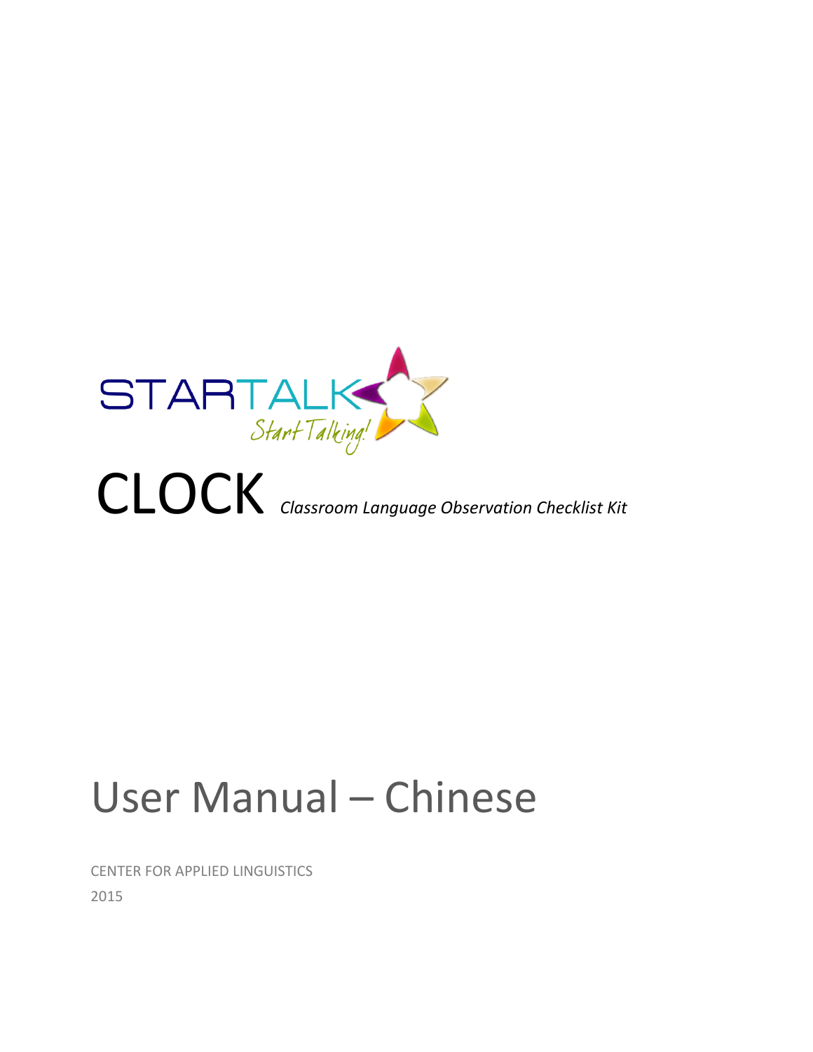STARTALK

*Start Talking!*

# CLOCK *Classroom Language Observation Checklist Kit*

# User Manual – Chinese

CENTER FOR APPLIED LINGUISTICS

2015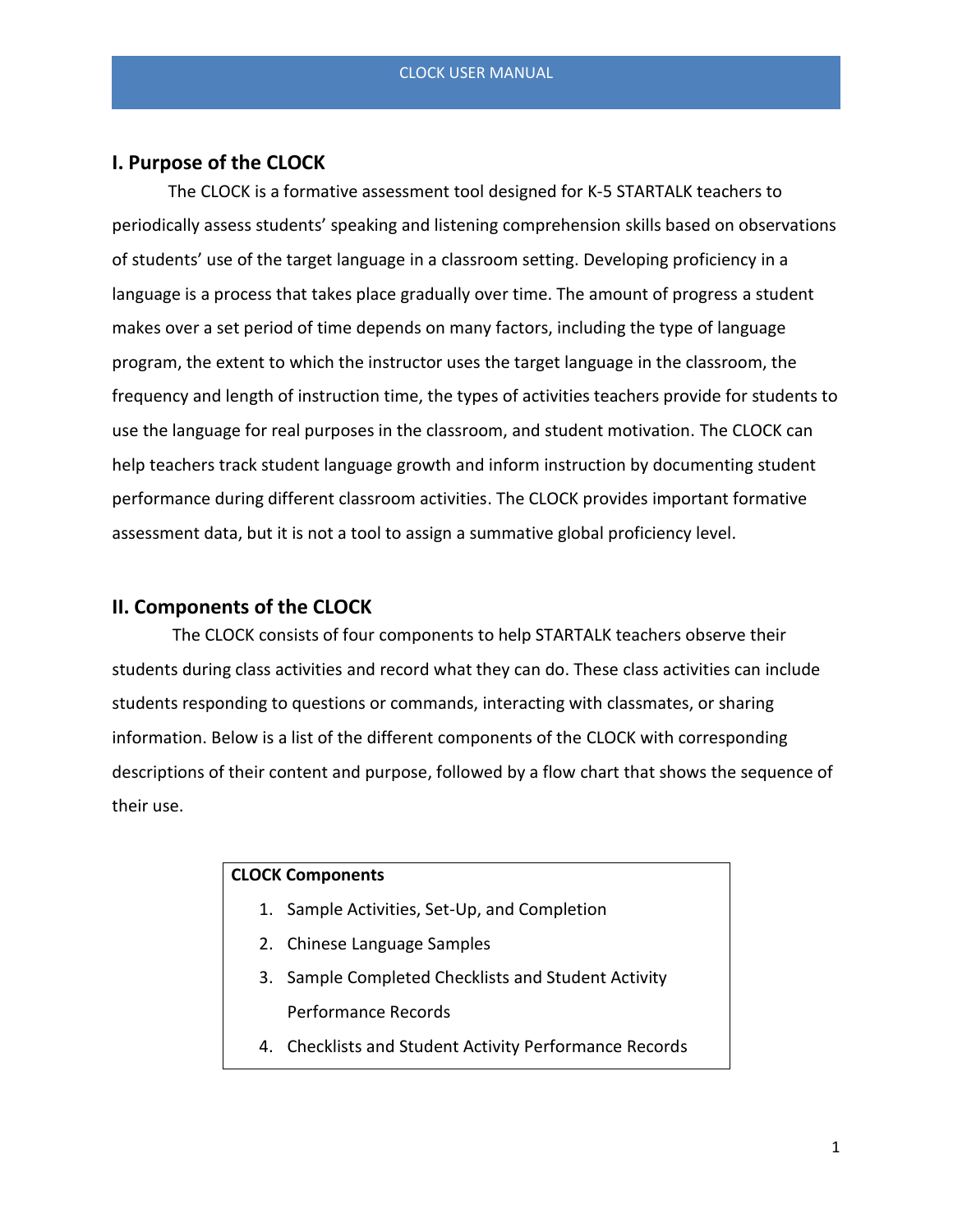## I. Purpose of the CLOCK

The CLOCK is a formative assessment tool designed for K-5 STARTALK teachers to periodically assess students' speaking and listening comprehension skills based on observations of students' use of the target language in a classroom setting. Developing proficiency in a language is a process that takes place gradually over time. The amount of progress a student makes over a set period of time depends on many factors, including the type of language program, the extent to which the instructor uses the target language in the classroom, the frequency and length of instruction time, the types of activities teachers provide for students to use the language for real purposes in the classroom, and student motivation. The CLOCK can help teachers track student language growth and inform instruction by documenting student performance during different classroom activities. The CLOCK provides important formative assessment data, but it is not a tool to assign a summative global proficiency level.

## II. Components of the CLOCK

The CLOCK consists of four components to help STARTALK teachers observe their students during class activities and record what they can do. These class activities can include students responding to questions or commands, interacting with classmates, or sharing information. Below is a list of the different components of the CLOCK with corresponding descriptions of their content and purpose, followed by a flow chart that shows the sequence of their use.

**CLOCK Components**

1. Sample Activities, Set-Up, and Completion
2. Chinese Language Samples
3. Sample Completed Checklists and Student Activity Performance Records
4. Checklists and Student Activity Performance Records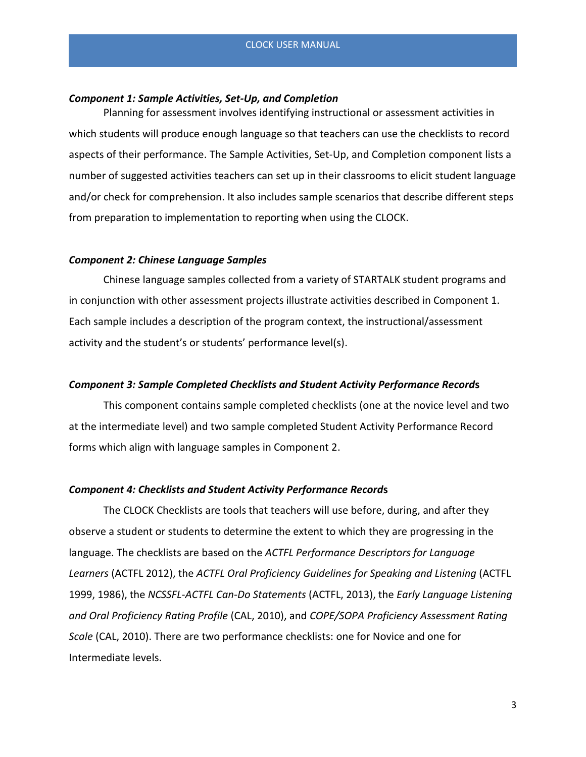### *Component 1: Sample Activities, Set-Up, and Completion*

Planning for assessment involves identifying instructional or assessment activities in which students will produce enough language so that teachers can use the checklists to record aspects of their performance. The Sample Activities, Set-Up, and Completion component lists a number of suggested activities teachers can set up in their classrooms to elicit student language and/or check for comprehension. It also includes sample scenarios that describe different steps from preparation to implementation to reporting when using the CLOCK.

### *Component 2: Chinese Language Samples*

Chinese language samples collected from a variety of STARTALK student programs and in conjunction with other assessment projects illustrate activities described in Component 1. Each sample includes a description of the program context, the instructional/assessment activity and the student's or students' performance level(s).

### *Component 3: Sample Completed Checklists and Student Activity Performance Record*s

This component contains sample completed checklists (one at the novice level and two at the intermediate level) and two sample completed Student Activity Performance Record forms which align with language samples in Component 2.

### *Component 4: Checklists and Student Activity Performance Record*s

The CLOCK Checklists are tools that teachers will use before, during, and after they observe a student or students to determine the extent to which they are progressing in the language. The checklists are based on the *ACTFL Performance Descriptors for Language Learners* (ACTFL 2012), the *ACTFL Oral Proficiency Guidelines for Speaking and Listening* (ACTFL 1999, 1986), the *NCSSFL-ACTFL Can-Do Statements* (ACTFL, 2013), the *Early Language Listening and Oral Proficiency Rating Profile* (CAL, 2010), and *COPE/SOPA Proficiency Assessment Rating Scale* (CAL, 2010). There are two performance checklists: one for Novice and one for Intermediate levels.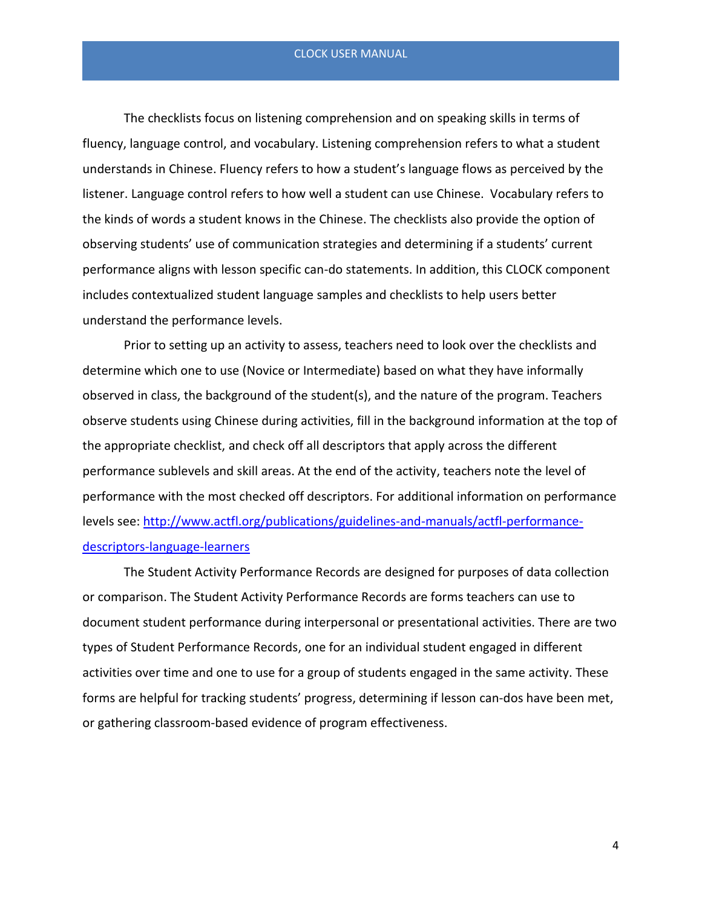The checklists focus on listening comprehension and on speaking skills in terms of fluency, language control, and vocabulary. Listening comprehension refers to what a student understands in Chinese. Fluency refers to how a student's language flows as perceived by the listener. Language control refers to how well a student can use Chinese. Vocabulary refers to the kinds of words a student knows in the Chinese. The checklists also provide the option of observing students' use of communication strategies and determining if a students' current performance aligns with lesson specific can-do statements. In addition, this CLOCK component includes contextualized student language samples and checklists to help users better understand the performance levels.

Prior to setting up an activity to assess, teachers need to look over the checklists and determine which one to use (Novice or Intermediate) based on what they have informally observed in class, the background of the student(s), and the nature of the program. Teachers observe students using Chinese during activities, fill in the background information at the top of the appropriate checklist, and check off all descriptors that apply across the different performance sublevels and skill areas. At the end of the activity, teachers note the level of performance with the most checked off descriptors. For additional information on performance levels see: [http://www.actfl.org/publications/guidelines-and-manuals/actfl-performance-descriptors-language-learners](http://www.actfl.org/publications/guidelines-and-manuals/actfl-performance-descriptors-language-learners)

The Student Activity Performance Records are designed for purposes of data collection or comparison. The Student Activity Performance Records are forms teachers can use to document student performance during interpersonal or presentational activities. There are two types of Student Performance Records, one for an individual student engaged in different activities over time and one to use for a group of students engaged in the same activity. These forms are helpful for tracking students' progress, determining if lesson can-dos have been met, or gathering classroom-based evidence of program effectiveness.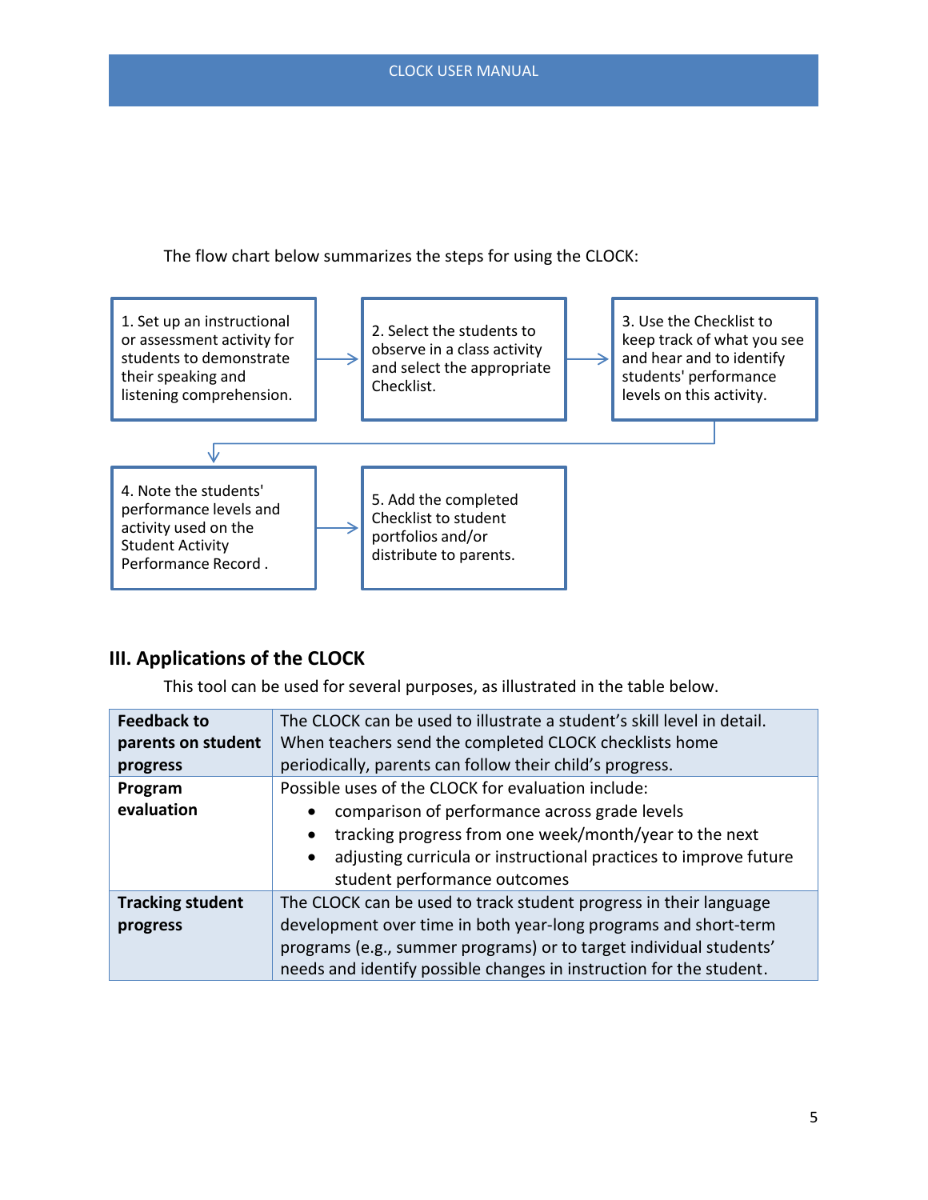The flow chart below summarizes the steps for using the CLOCK:

1. Set up an instructional or assessment activity for students to demonstrate their speaking and listening comprehension.
2. Select the students to observe in a class activity and select the appropriate Checklist.
3. Use the Checklist to keep track of what you see and hear and to identify students' performance levels on this activity.
4. Note the students' performance levels and activity used on the Student Activity Performance Record .
5. Add the completed Checklist to student portfolios and/or distribute to parents.

## III. Applications of the CLOCK

This tool can be used for several purposes, as illustrated in the table below.

| | |
|---|---|
| **Feedback to parents on student progress** | The CLOCK can be used to illustrate a student's skill level in detail. When teachers send the completed CLOCK checklists home periodically, parents can follow their child's progress. |
| **Program evaluation** | Possible uses of the CLOCK for evaluation include: <br>• comparison of performance across grade levels <br>• tracking progress from one week/month/year to the next <br>• adjusting curricula or instructional practices to improve future student performance outcomes |
| **Tracking student progress** | The CLOCK can be used to track student progress in their language development over time in both year-long programs and short-term programs (e.g., summer programs) or to target individual students' needs and identify possible changes in instruction for the student. |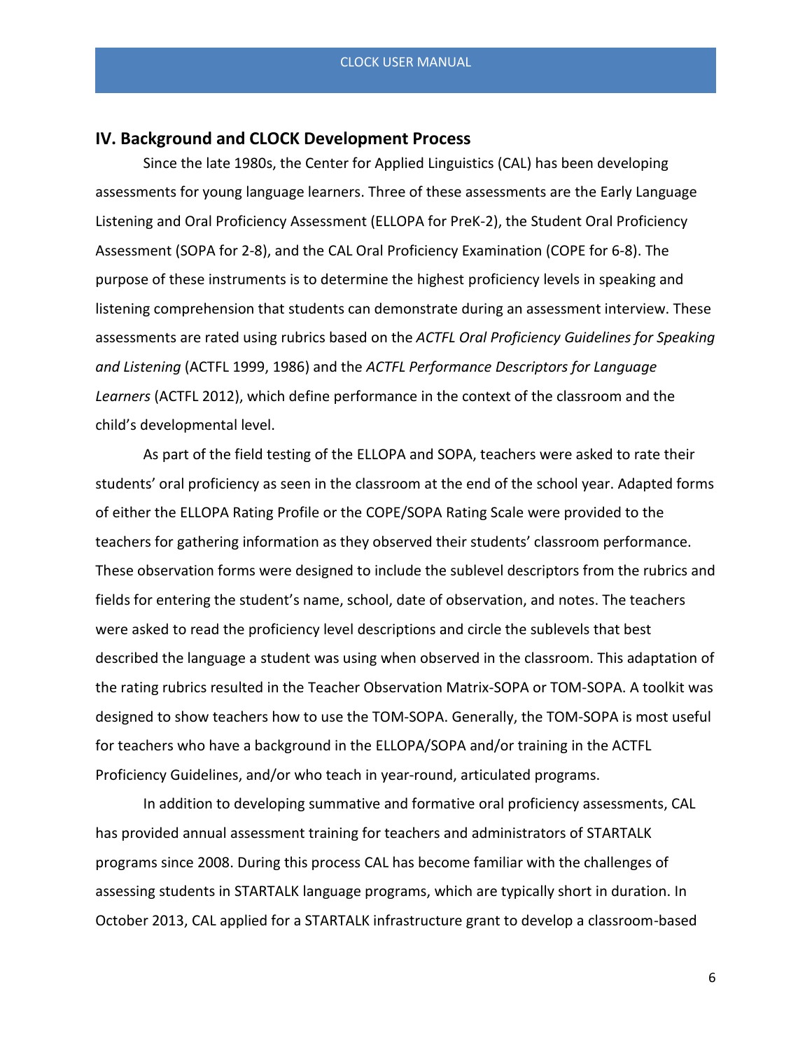## IV. Background and CLOCK Development Process

Since the late 1980s, the Center for Applied Linguistics (CAL) has been developing assessments for young language learners. Three of these assessments are the Early Language Listening and Oral Proficiency Assessment (ELLOPA for PreK-2), the Student Oral Proficiency Assessment (SOPA for 2-8), and the CAL Oral Proficiency Examination (COPE for 6-8). The purpose of these instruments is to determine the highest proficiency levels in speaking and listening comprehension that students can demonstrate during an assessment interview. These assessments are rated using rubrics based on the *ACTFL Oral Proficiency Guidelines for Speaking and Listening* (ACTFL 1999, 1986) and the *ACTFL Performance Descriptors for Language Learners* (ACTFL 2012), which define performance in the context of the classroom and the child's developmental level.

As part of the field testing of the ELLOPA and SOPA, teachers were asked to rate their students' oral proficiency as seen in the classroom at the end of the school year. Adapted forms of either the ELLOPA Rating Profile or the COPE/SOPA Rating Scale were provided to the teachers for gathering information as they observed their students' classroom performance. These observation forms were designed to include the sublevel descriptors from the rubrics and fields for entering the student's name, school, date of observation, and notes. The teachers were asked to read the proficiency level descriptions and circle the sublevels that best described the language a student was using when observed in the classroom. This adaptation of the rating rubrics resulted in the Teacher Observation Matrix-SOPA or TOM-SOPA. A toolkit was designed to show teachers how to use the TOM-SOPA. Generally, the TOM-SOPA is most useful for teachers who have a background in the ELLOPA/SOPA and/or training in the ACTFL Proficiency Guidelines, and/or who teach in year-round, articulated programs.

In addition to developing summative and formative oral proficiency assessments, CAL has provided annual assessment training for teachers and administrators of STARTALK programs since 2008. During this process CAL has become familiar with the challenges of assessing students in STARTALK language programs, which are typically short in duration. In October 2013, CAL applied for a STARTALK infrastructure grant to develop a classroom-based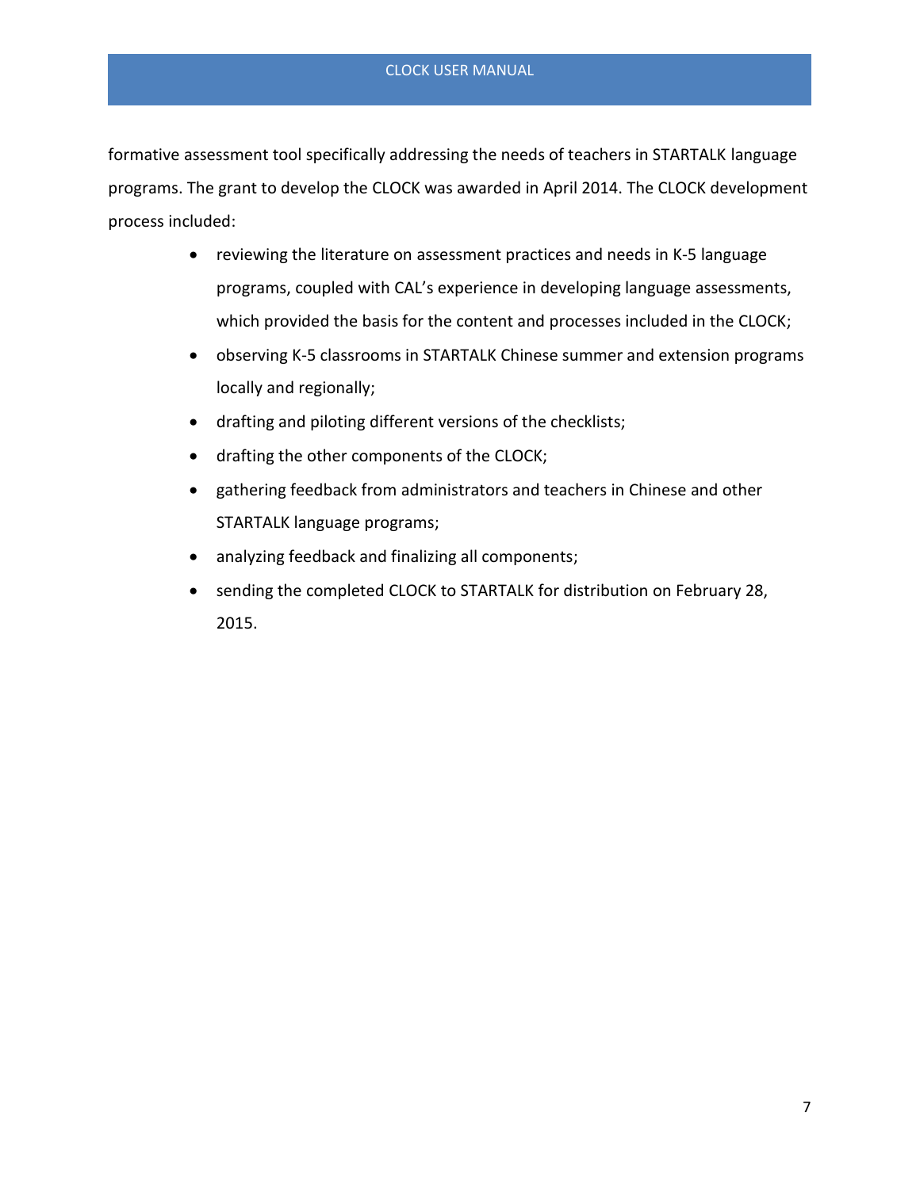formative assessment tool specifically addressing the needs of teachers in STARTALK language programs. The grant to develop the CLOCK was awarded in April 2014. The CLOCK development process included:

- reviewing the literature on assessment practices and needs in K-5 language programs, coupled with CAL's experience in developing language assessments, which provided the basis for the content and processes included in the CLOCK;
- observing K-5 classrooms in STARTALK Chinese summer and extension programs locally and regionally;
- drafting and piloting different versions of the checklists;
- drafting the other components of the CLOCK;
- gathering feedback from administrators and teachers in Chinese and other STARTALK language programs;
- analyzing feedback and finalizing all components;
- sending the completed CLOCK to STARTALK for distribution on February 28, 2015.